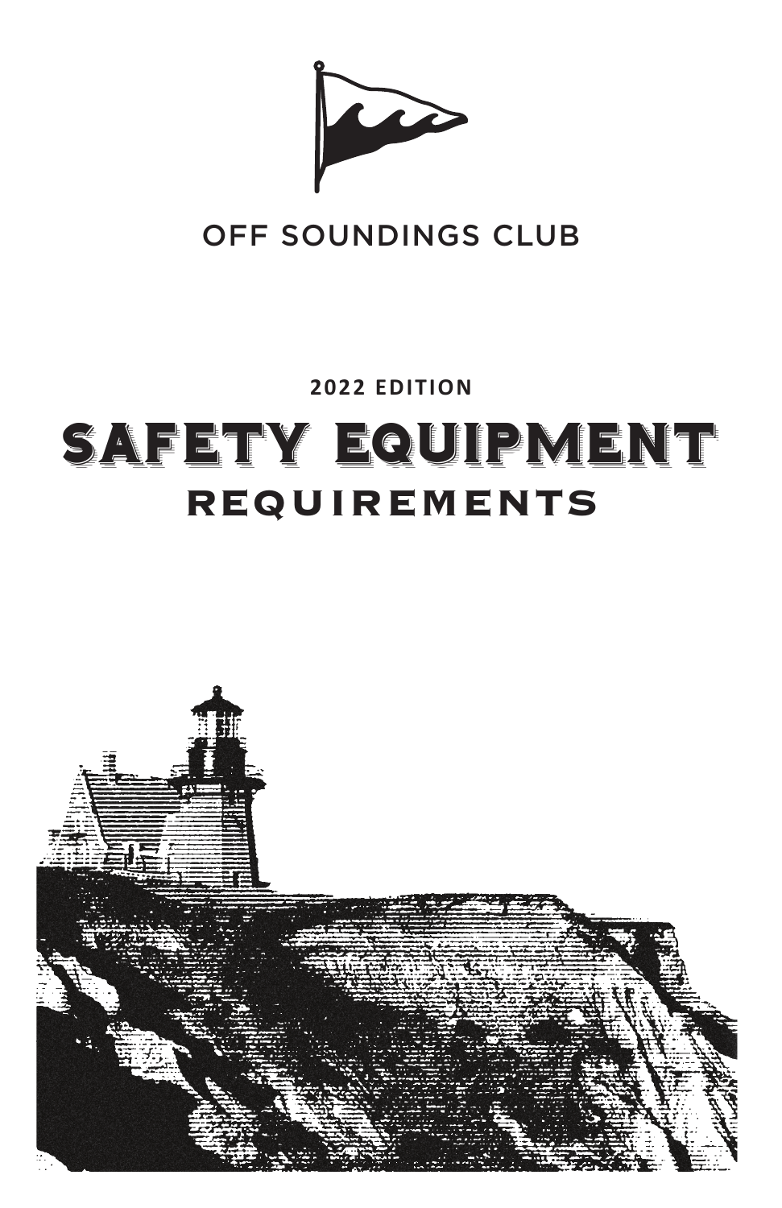OFF SOUNDINGS CLUB

**2022 EDITION**

# SAFETY EQUIPMENT
## REQUIREMENTS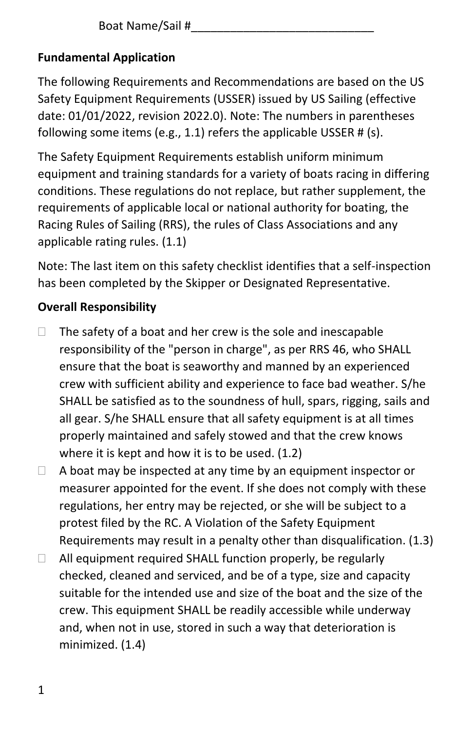Boat Name/Sail #____________________________

**Fundamental Application**

The following Requirements and Recommendations are based on the US Safety Equipment Requirements (USSER) issued by US Sailing (effective date: 01/01/2022, revision 2022.0). Note: The numbers in parentheses following some items (e.g., 1.1) refers the applicable USSER # (s).

The Safety Equipment Requirements establish uniform minimum equipment and training standards for a variety of boats racing in differing conditions. These regulations do not replace, but rather supplement, the requirements of applicable local or national authority for boating, the Racing Rules of Sailing (RRS), the rules of Class Associations and any applicable rating rules. (1.1)

Note: The last item on this safety checklist identifies that a self-inspection has been completed by the Skipper or Designated Representative.

**Overall Responsibility**

- ☐ The safety of a boat and her crew is the sole and inescapable responsibility of the "person in charge", as per RRS 46, who SHALL ensure that the boat is seaworthy and manned by an experienced crew with sufficient ability and experience to face bad weather. S/he SHALL be satisfied as to the soundness of hull, spars, rigging, sails and all gear. S/he SHALL ensure that all safety equipment is at all times properly maintained and safely stowed and that the crew knows where it is kept and how it is to be used. (1.2)
- ☐ A boat may be inspected at any time by an equipment inspector or measurer appointed for the event. If she does not comply with these regulations, her entry may be rejected, or she will be subject to a protest filed by the RC. A Violation of the Safety Equipment Requirements may result in a penalty other than disqualification. (1.3)
- ☐ All equipment required SHALL function properly, be regularly checked, cleaned and serviced, and be of a type, size and capacity suitable for the intended use and size of the boat and the size of the crew. This equipment SHALL be readily accessible while underway and, when not in use, stored in such a way that deterioration is minimized. (1.4)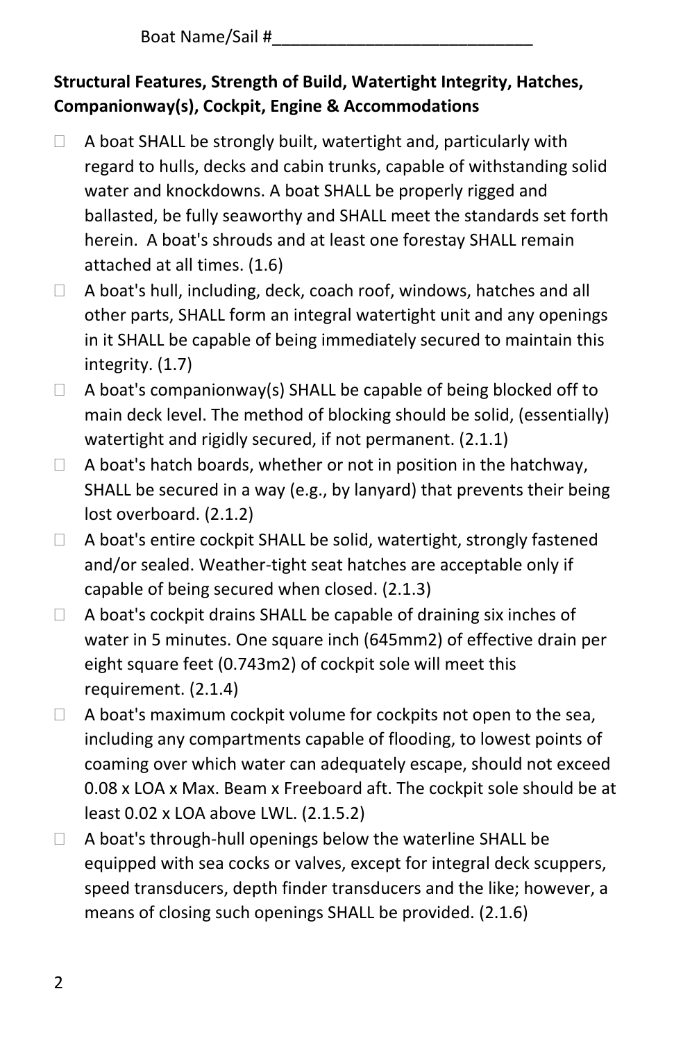Boat Name/Sail #____________________________

**Structural Features, Strength of Build, Watertight Integrity, Hatches, Companionway(s), Cockpit, Engine & Accommodations**

- ☐ A boat SHALL be strongly built, watertight and, particularly with regard to hulls, decks and cabin trunks, capable of withstanding solid water and knockdowns. A boat SHALL be properly rigged and ballasted, be fully seaworthy and SHALL meet the standards set forth herein. A boat's shrouds and at least one forestay SHALL remain attached at all times. (1.6)
- ☐ A boat's hull, including, deck, coach roof, windows, hatches and all other parts, SHALL form an integral watertight unit and any openings in it SHALL be capable of being immediately secured to maintain this integrity. (1.7)
- ☐ A boat's companionway(s) SHALL be capable of being blocked off to main deck level. The method of blocking should be solid, (essentially) watertight and rigidly secured, if not permanent. (2.1.1)
- ☐ A boat's hatch boards, whether or not in position in the hatchway, SHALL be secured in a way (e.g., by lanyard) that prevents their being lost overboard. (2.1.2)
- ☐ A boat's entire cockpit SHALL be solid, watertight, strongly fastened and/or sealed. Weather-tight seat hatches are acceptable only if capable of being secured when closed. (2.1.3)
- ☐ A boat's cockpit drains SHALL be capable of draining six inches of water in 5 minutes. One square inch (645mm2) of effective drain per eight square feet (0.743m2) of cockpit sole will meet this requirement. (2.1.4)
- ☐ A boat's maximum cockpit volume for cockpits not open to the sea, including any compartments capable of flooding, to lowest points of coaming over which water can adequately escape, should not exceed 0.08 x LOA x Max. Beam x Freeboard aft. The cockpit sole should be at least 0.02 x LOA above LWL. (2.1.5.2)
- ☐ A boat's through-hull openings below the waterline SHALL be equipped with sea cocks or valves, except for integral deck scuppers, speed transducers, depth finder transducers and the like; however, a means of closing such openings SHALL be provided. (2.1.6)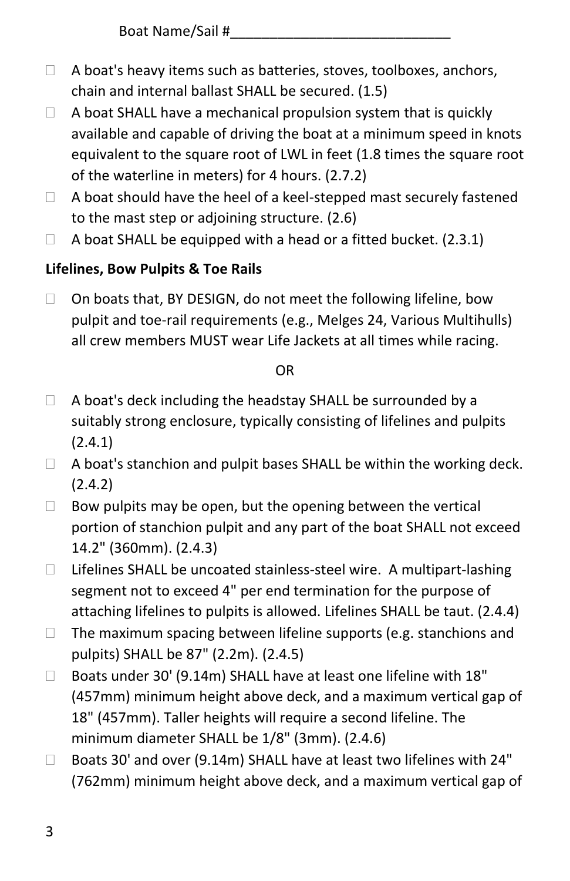Boat Name/Sail #____________________________

- ☐ A boat's heavy items such as batteries, stoves, toolboxes, anchors, chain and internal ballast SHALL be secured. (1.5)
- ☐ A boat SHALL have a mechanical propulsion system that is quickly available and capable of driving the boat at a minimum speed in knots equivalent to the square root of LWL in feet (1.8 times the square root of the waterline in meters) for 4 hours. (2.7.2)
- ☐ A boat should have the heel of a keel-stepped mast securely fastened to the mast step or adjoining structure. (2.6)
- ☐ A boat SHALL be equipped with a head or a fitted bucket. (2.3.1)

**Lifelines, Bow Pulpits & Toe Rails**

- ☐ On boats that, BY DESIGN, do not meet the following lifeline, bow pulpit and toe-rail requirements (e.g., Melges 24, Various Multihulls) all crew members MUST wear Life Jackets at all times while racing.

OR

- ☐ A boat's deck including the headstay SHALL be surrounded by a suitably strong enclosure, typically consisting of lifelines and pulpits (2.4.1)
- ☐ A boat's stanchion and pulpit bases SHALL be within the working deck. (2.4.2)
- ☐ Bow pulpits may be open, but the opening between the vertical portion of stanchion pulpit and any part of the boat SHALL not exceed 14.2" (360mm). (2.4.3)
- ☐ Lifelines SHALL be uncoated stainless-steel wire. A multipart-lashing segment not to exceed 4" per end termination for the purpose of attaching lifelines to pulpits is allowed. Lifelines SHALL be taut. (2.4.4)
- ☐ The maximum spacing between lifeline supports (e.g. stanchions and pulpits) SHALL be 87" (2.2m). (2.4.5)
- ☐ Boats under 30' (9.14m) SHALL have at least one lifeline with 18" (457mm) minimum height above deck, and a maximum vertical gap of 18" (457mm). Taller heights will require a second lifeline. The minimum diameter SHALL be 1/8" (3mm). (2.4.6)
- ☐ Boats 30' and over (9.14m) SHALL have at least two lifelines with 24" (762mm) minimum height above deck, and a maximum vertical gap of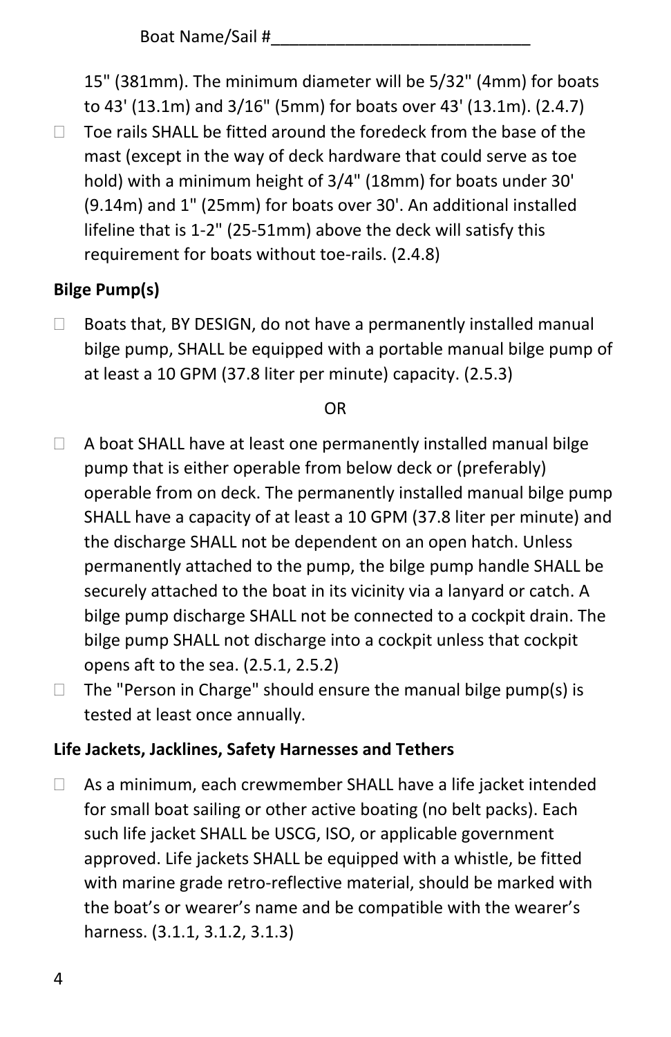Boat Name/Sail #____________________________

15" (381mm). The minimum diameter will be 5/32" (4mm) for boats to 43' (13.1m) and 3/16" (5mm) for boats over 43' (13.1m). (2.4.7)

- ☐ Toe rails SHALL be fitted around the foredeck from the base of the mast (except in the way of deck hardware that could serve as toe hold) with a minimum height of 3/4" (18mm) for boats under 30' (9.14m) and 1" (25mm) for boats over 30'. An additional installed lifeline that is 1-2" (25-51mm) above the deck will satisfy this requirement for boats without toe-rails. (2.4.8)

**Bilge Pump(s)**

- ☐ Boats that, BY DESIGN, do not have a permanently installed manual bilge pump, SHALL be equipped with a portable manual bilge pump of at least a 10 GPM (37.8 liter per minute) capacity. (2.5.3)

OR

- ☐ A boat SHALL have at least one permanently installed manual bilge pump that is either operable from below deck or (preferably) operable from on deck. The permanently installed manual bilge pump SHALL have a capacity of at least a 10 GPM (37.8 liter per minute) and the discharge SHALL not be dependent on an open hatch. Unless permanently attached to the pump, the bilge pump handle SHALL be securely attached to the boat in its vicinity via a lanyard or catch. A bilge pump discharge SHALL not be connected to a cockpit drain. The bilge pump SHALL not discharge into a cockpit unless that cockpit opens aft to the sea. (2.5.1, 2.5.2)
- ☐ The "Person in Charge" should ensure the manual bilge pump(s) is tested at least once annually.

**Life Jackets, Jacklines, Safety Harnesses and Tethers**

- ☐ As a minimum, each crewmember SHALL have a life jacket intended for small boat sailing or other active boating (no belt packs). Each such life jacket SHALL be USCG, ISO, or applicable government approved. Life jackets SHALL be equipped with a whistle, be fitted with marine grade retro-reflective material, should be marked with the boat's or wearer's name and be compatible with the wearer's harness. (3.1.1, 3.1.2, 3.1.3)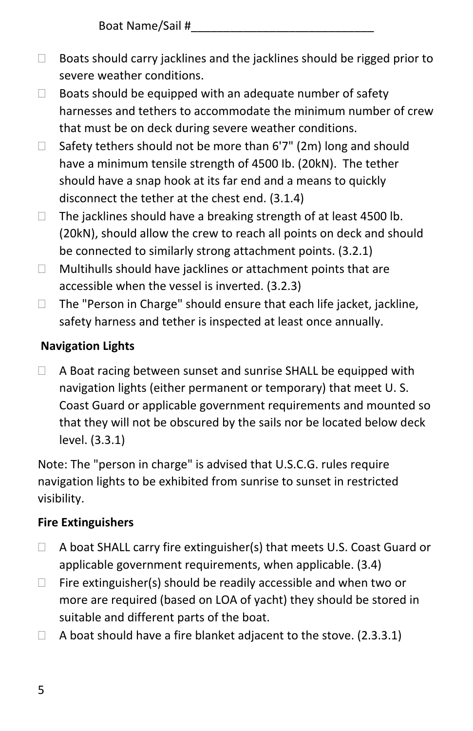Boat Name/Sail #\_\_\_\_\_\_\_\_\_\_\_\_\_\_\_\_\_\_\_\_\_\_\_\_\_\_\_\_

- ☐ Boats should carry jacklines and the jacklines should be rigged prior to severe weather conditions.
- ☐ Boats should be equipped with an adequate number of safety harnesses and tethers to accommodate the minimum number of crew that must be on deck during severe weather conditions.
- ☐ Safety tethers should not be more than 6'7" (2m) long and should have a minimum tensile strength of 4500 Ib. (20kN). The tether should have a snap hook at its far end and a means to quickly disconnect the tether at the chest end. (3.1.4)
- ☐ The jacklines should have a breaking strength of at least 4500 lb. (20kN), should allow the crew to reach all points on deck and should be connected to similarly strong attachment points. (3.2.1)
- ☐ Multihulls should have jacklines or attachment points that are accessible when the vessel is inverted. (3.2.3)
- ☐ The "Person in Charge" should ensure that each life jacket, jackline, safety harness and tether is inspected at least once annually.

**Navigation Lights**

- ☐ A Boat racing between sunset and sunrise SHALL be equipped with navigation lights (either permanent or temporary) that meet U. S. Coast Guard or applicable government requirements and mounted so that they will not be obscured by the sails nor be located below deck level. (3.3.1)

Note: The "person in charge" is advised that U.S.C.G. rules require navigation lights to be exhibited from sunrise to sunset in restricted visibility.

**Fire Extinguishers**

- ☐ A boat SHALL carry fire extinguisher(s) that meets U.S. Coast Guard or applicable government requirements, when applicable. (3.4)
- ☐ Fire extinguisher(s) should be readily accessible and when two or more are required (based on LOA of yacht) they should be stored in suitable and different parts of the boat.
- ☐ A boat should have a fire blanket adjacent to the stove. (2.3.3.1)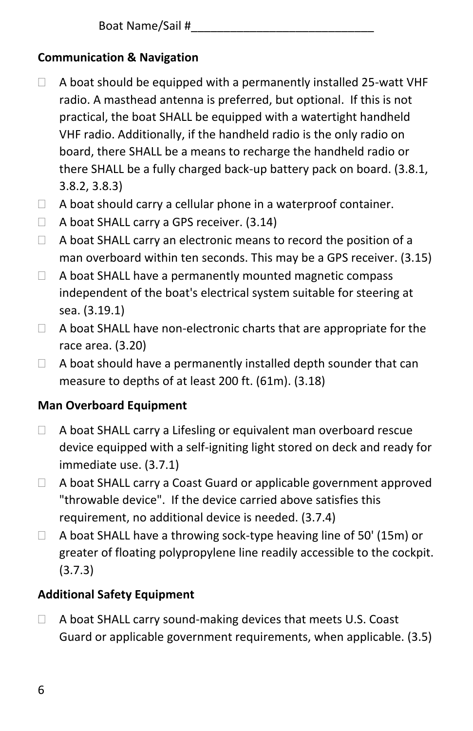Boat Name/Sail #____________________________

**Communication & Navigation**

- ☐ A boat should be equipped with a permanently installed 25-watt VHF radio. A masthead antenna is preferred, but optional. If this is not practical, the boat SHALL be equipped with a watertight handheld VHF radio. Additionally, if the handheld radio is the only radio on board, there SHALL be a means to recharge the handheld radio or there SHALL be a fully charged back-up battery pack on board. (3.8.1, 3.8.2, 3.8.3)
- ☐ A boat should carry a cellular phone in a waterproof container.
- ☐ A boat SHALL carry a GPS receiver. (3.14)
- ☐ A boat SHALL carry an electronic means to record the position of a man overboard within ten seconds. This may be a GPS receiver. (3.15)
- ☐ A boat SHALL have a permanently mounted magnetic compass independent of the boat's electrical system suitable for steering at sea. (3.19.1)
- ☐ A boat SHALL have non-electronic charts that are appropriate for the race area. (3.20)
- ☐ A boat should have a permanently installed depth sounder that can measure to depths of at least 200 ft. (61m). (3.18)

**Man Overboard Equipment**

- ☐ A boat SHALL carry a Lifesling or equivalent man overboard rescue device equipped with a self-igniting light stored on deck and ready for immediate use. (3.7.1)
- ☐ A boat SHALL carry a Coast Guard or applicable government approved "throwable device". If the device carried above satisfies this requirement, no additional device is needed. (3.7.4)
- ☐ A boat SHALL have a throwing sock-type heaving line of 50' (15m) or greater of floating polypropylene line readily accessible to the cockpit. (3.7.3)

**Additional Safety Equipment**

- ☐ A boat SHALL carry sound-making devices that meets U.S. Coast Guard or applicable government requirements, when applicable. (3.5)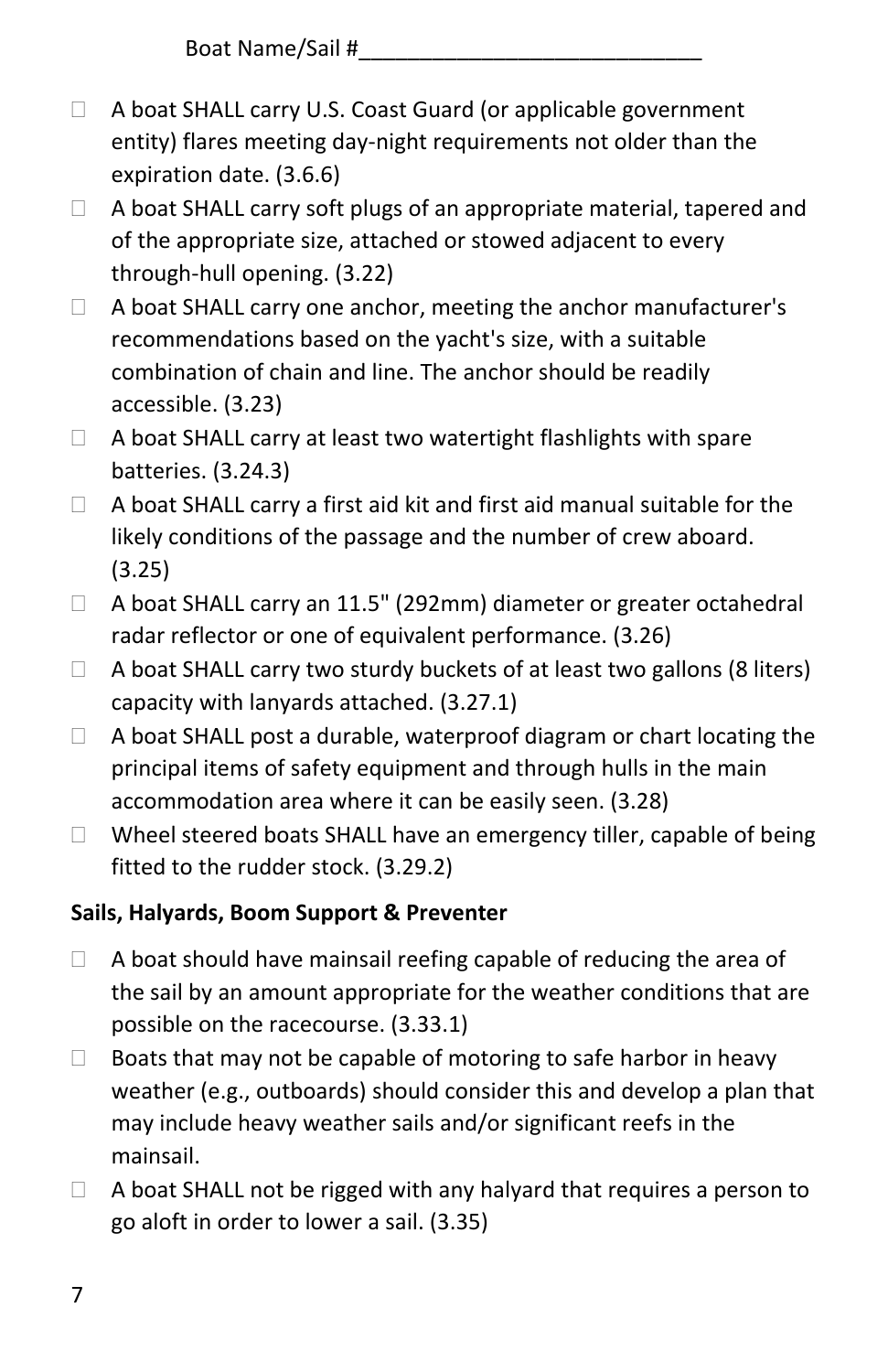Boat Name/Sail #____________________________

- ☐ A boat SHALL carry U.S. Coast Guard (or applicable government entity) flares meeting day-night requirements not older than the expiration date. (3.6.6)
- ☐ A boat SHALL carry soft plugs of an appropriate material, tapered and of the appropriate size, attached or stowed adjacent to every through-hull opening. (3.22)
- ☐ A boat SHALL carry one anchor, meeting the anchor manufacturer's recommendations based on the yacht's size, with a suitable combination of chain and line. The anchor should be readily accessible. (3.23)
- ☐ A boat SHALL carry at least two watertight flashlights with spare batteries. (3.24.3)
- ☐ A boat SHALL carry a first aid kit and first aid manual suitable for the likely conditions of the passage and the number of crew aboard. (3.25)
- ☐ A boat SHALL carry an 11.5" (292mm) diameter or greater octahedral radar reflector or one of equivalent performance. (3.26)
- ☐ A boat SHALL carry two sturdy buckets of at least two gallons (8 liters) capacity with lanyards attached. (3.27.1)
- ☐ A boat SHALL post a durable, waterproof diagram or chart locating the principal items of safety equipment and through hulls in the main accommodation area where it can be easily seen. (3.28)
- ☐ Wheel steered boats SHALL have an emergency tiller, capable of being fitted to the rudder stock. (3.29.2)

**Sails, Halyards, Boom Support & Preventer**

- ☐ A boat should have mainsail reefing capable of reducing the area of the sail by an amount appropriate for the weather conditions that are possible on the racecourse. (3.33.1)
- ☐ Boats that may not be capable of motoring to safe harbor in heavy weather (e.g., outboards) should consider this and develop a plan that may include heavy weather sails and/or significant reefs in the mainsail.
- ☐ A boat SHALL not be rigged with any halyard that requires a person to go aloft in order to lower a sail. (3.35)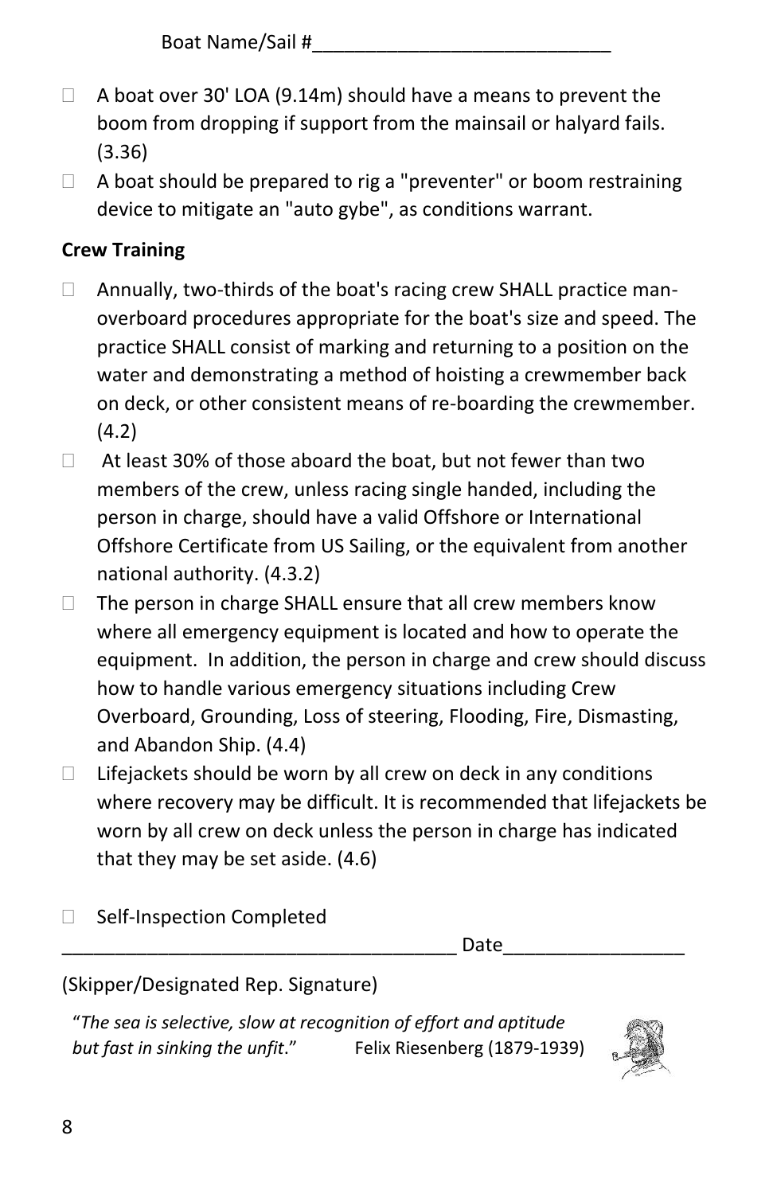Boat Name/Sail #___________________________

- ☐ A boat over 30' LOA (9.14m) should have a means to prevent the boom from dropping if support from the mainsail or halyard fails. (3.36)
- ☐ A boat should be prepared to rig a "preventer" or boom restraining device to mitigate an "auto gybe", as conditions warrant.

**Crew Training**

- ☐ Annually, two-thirds of the boat's racing crew SHALL practice man-overboard procedures appropriate for the boat's size and speed. The practice SHALL consist of marking and returning to a position on the water and demonstrating a method of hoisting a crewmember back on deck, or other consistent means of re-boarding the crewmember. (4.2)
- ☐ At least 30% of those aboard the boat, but not fewer than two members of the crew, unless racing single handed, including the person in charge, should have a valid Offshore or International Offshore Certificate from US Sailing, or the equivalent from another national authority. (4.3.2)
- ☐ The person in charge SHALL ensure that all crew members know where all emergency equipment is located and how to operate the equipment. In addition, the person in charge and crew should discuss how to handle various emergency situations including Crew Overboard, Grounding, Loss of steering, Flooding, Fire, Dismasting, and Abandon Ship. (4.4)
- ☐ Lifejackets should be worn by all crew on deck in any conditions where recovery may be difficult. It is recommended that lifejackets be worn by all crew on deck unless the person in charge has indicated that they may be set aside. (4.6)

☐ Self-Inspection Completed

____________________________________ Date________________

(Skipper/Designated Rep. Signature)

"*The sea is selective, slow at recognition of effort and aptitude but fast in sinking the unfit*." Felix Riesenberg (1879-1939)